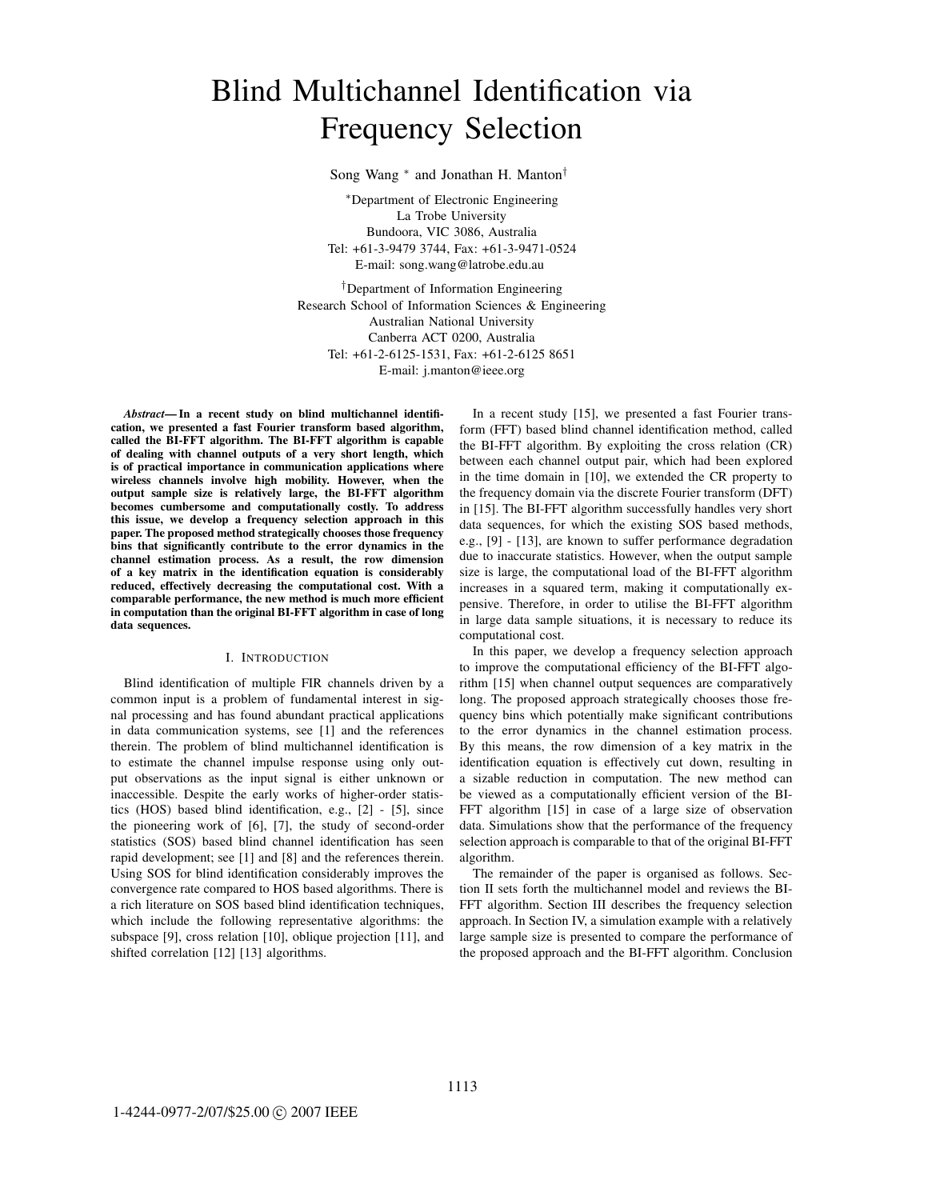# Blind Multichannel Identification via Frequency Selection

Song Wang [*] and Jonathan H. Manton[†]

[*]Department of Electronic Engineering
La Trobe University
Bundoora, VIC 3086, Australia
Tel: +61-3-9479 3744, Fax: +61-3-9471-0524
E-mail: song.wang@latrobe.edu.au

[†]Department of Information Engineering
Research School of Information Sciences & Engineering
Australian National University
Canberra ACT 0200, Australia
Tel: +61-2-6125-1531, Fax: +61-2-6125 8651
E-mail: j.manton@ieee.org

***Abstract*— In a recent study on blind multichannel identification, we presented a fast Fourier transform based algorithm, called the BI-FFT algorithm. The BI-FFT algorithm is capable of dealing with channel outputs of a very short length, which is of practical importance in communication applications where wireless channels involve high mobility. However, when the output sample size is relatively large, the BI-FFT algorithm becomes cumbersome and computationally costly. To address this issue, we develop a frequency selection approach in this paper. The proposed method strategically chooses those frequency bins that significantly contribute to the error dynamics in the channel estimation process. As a result, the row dimension of a key matrix in the identification equation is considerably reduced, effectively decreasing the computational cost. With a comparable performance, the new method is much more efficient in computation than the original BI-FFT algorithm in case of long data sequences.**

## I. Introduction

Blind identification of multiple FIR channels driven by a common input is a problem of fundamental interest in signal processing and has found abundant practical applications in data communication systems, see [1] and the references therein. The problem of blind multichannel identification is to estimate the channel impulse response using only output observations as the input signal is either unknown or inaccessible. Despite the early works of higher-order statistics (HOS) based blind identification, e.g., [2] - [5], since the pioneering work of [6], [7], the study of second-order statistics (SOS) based blind channel identification has seen rapid development; see [1] and [8] and the references therein. Using SOS for blind identification considerably improves the convergence rate compared to HOS based algorithms. There is a rich literature on SOS based blind identification techniques, which include the following representative algorithms: the subspace [9], cross relation [10], oblique projection [11], and shifted correlation [12] [13] algorithms.

In a recent study [15], we presented a fast Fourier transform (FFT) based blind channel identification method, called the BI-FFT algorithm. By exploiting the cross relation (CR) between each channel output pair, which had been explored in the time domain in [10], we extended the CR property to the frequency domain via the discrete Fourier transform (DFT) in [15]. The BI-FFT algorithm successfully handles very short data sequences, for which the existing SOS based methods, e.g., [9] - [13], are known to suffer performance degradation due to inaccurate statistics. However, when the output sample size is large, the computational load of the BI-FFT algorithm increases in a squared term, making it computationally expensive. Therefore, in order to utilise the BI-FFT algorithm in large data sample situations, it is necessary to reduce its computational cost.

In this paper, we develop a frequency selection approach to improve the computational efficiency of the BI-FFT algorithm [15] when channel output sequences are comparatively long. The proposed approach strategically chooses those frequency bins which potentially make significant contributions to the error dynamics in the channel estimation process. By this means, the row dimension of a key matrix in the identification equation is effectively cut down, resulting in a sizable reduction in computation. The new method can be viewed as a computationally efficient version of the BI-FFT algorithm [15] in case of a large size of observation data. Simulations show that the performance of the frequency selection approach is comparable to that of the original BI-FFT algorithm.

The remainder of the paper is organised as follows. Section II sets forth the multichannel model and reviews the BI-FFT algorithm. Section III describes the frequency selection approach. In Section IV, a simulation example with a relatively large sample size is presented to compare the performance of the proposed approach and the BI-FFT algorithm. Conclusion

1-4244-0977-2/07/$25.00 © 2007 IEEE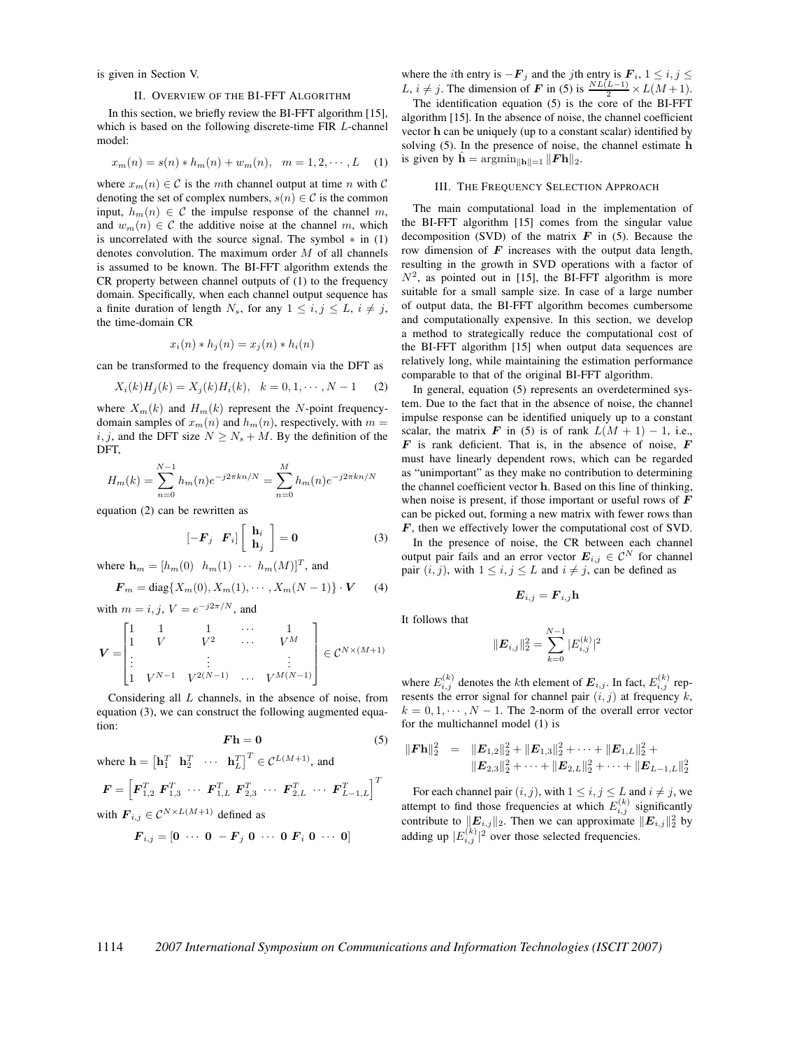is given in Section V.

## II. Overview of the BI-FFT Algorithm

In this section, we briefly review the BI-FFT algorithm [15], which is based on the following discrete-time FIR $L$-channel model:

$$x_m(n) = s(n) * h_m(n) + w_m(n), \quad m = 1, 2, \cdots, L \quad (1)$$

where $x_m(n) \in \mathcal{C}$ is the $m$th channel output at time $n$ with $\mathcal{C}$ denoting the set of complex numbers, $s(n) \in \mathcal{C}$ is the common input, $h_m(n) \in \mathcal{C}$ the impulse response of the channel $m$, and $w_m(n) \in \mathcal{C}$ the additive noise at the channel $m$, which is uncorrelated with the source signal. The symbol $*$ in (1) denotes convolution. The maximum order $M$ of all channels is assumed to be known. The BI-FFT algorithm extends the CR property between channel outputs of (1) to the frequency domain. Specifically, when each channel output sequence has a finite duration of length $N_s$, for any $1 \le i, j \le L$, $i \ne j$, the time-domain CR

$$x_i(n) * h_j(n) = x_j(n) * h_i(n)$$

can be transformed to the frequency domain via the DFT as

$$X_i(k) H_j(k) = X_j(k) H_i(k), \quad k = 0, 1, \cdots, N-1 \quad (2)$$

where $X_m(k)$ and $H_m(k)$ represent the $N$-point frequency-domain samples of $x_m(n)$ and $h_m(n)$, respectively, with $m = i, j$, and the DFT size $N \ge N_s + M$. By the definition of the DFT,

$$H_m(k) = \sum_{n=0}^{N-1} h_m(n) e^{-j2\pi kn/N} = \sum_{n=0}^{M} h_m(n) e^{-j2\pi kn/N}$$

equation (2) can be rewritten as

$$\begin{bmatrix} -\boldsymbol{F}_j & \boldsymbol{F}_i \end{bmatrix} \begin{bmatrix} \mathbf{h}_i \\ \mathbf{h}_j \end{bmatrix} = \mathbf{0} \quad (3)$$

where $\mathbf{h}_m = [h_m(0) \;\; h_m(1) \; \cdots \; h_m(M)]^T$, and

$$\boldsymbol{F}_m = \mathrm{diag}\{X_m(0), X_m(1), \cdots, X_m(N-1)\} \cdot \boldsymbol{V} \quad (4)$$

with $m = i, j$, $V = e^{-j2\pi/N}$, and

$$\boldsymbol{V} = \begin{bmatrix} 1 & 1 & 1 & \cdots & 1 \\ 1 & V & V^2 & \cdots & V^M \\ \vdots & & \vdots & & \vdots \\ 1 & V^{N-1} & V^{2(N-1)} & \cdots & V^{M(N-1)} \end{bmatrix} \in \mathcal{C}^{N \times (M+1)}$$

Considering all $L$ channels, in the absence of noise, from equation (3), we can construct the following augmented equation:

$$\boldsymbol{F}\mathbf{h} = \mathbf{0} \quad (5)$$

where $\mathbf{h} = \begin{bmatrix} \mathbf{h}_1^T & \mathbf{h}_2^T & \cdots & \mathbf{h}_L^T \end{bmatrix}^T \in \mathcal{C}^{L(M+1)}$, and

$$\boldsymbol{F} = \begin{bmatrix} \boldsymbol{F}_{1,2}^T \; \boldsymbol{F}_{1,3}^T \; \cdots \; \boldsymbol{F}_{1,L}^T \; \boldsymbol{F}_{2,3}^T \; \cdots \; \boldsymbol{F}_{2,L}^T \; \cdots \; \boldsymbol{F}_{L-1,L}^T \end{bmatrix}^T$$

with $\boldsymbol{F}_{i,j} \in \mathcal{C}^{N \times L(M+1)}$ defined as

$$\boldsymbol{F}_{i,j} = [\mathbf{0} \; \cdots \; \mathbf{0} \; -\boldsymbol{F}_j \; \mathbf{0} \; \cdots \; \mathbf{0} \; \boldsymbol{F}_i \; \mathbf{0} \; \cdots \; \mathbf{0}]$$

where the $i$th entry is $-\boldsymbol{F}_j$ and the $j$th entry is $\boldsymbol{F}_i$, $1 \le i, j \le L$, $i \ne j$. The dimension of $\boldsymbol{F}$ in (5) is $\frac{NL(L-1)}{2} \times L(M+1)$.

The identification equation (5) is the core of the BI-FFT algorithm [15]. In the absence of noise, the channel coefficient vector $\mathbf{h}$ can be uniquely (up to a constant scalar) identified by solving (5). In the presence of noise, the channel estimate $\hat{\mathbf{h}}$ is given by $\hat{\mathbf{h}} = \mathrm{argmin}_{\|\mathbf{h}\|=1} \|\boldsymbol{F}\mathbf{h}\|_2$.

## III. The Frequency Selection Approach

The main computational load in the implementation of the BI-FFT algorithm [15] comes from the singular value decomposition (SVD) of the matrix $\boldsymbol{F}$ in (5). Because the row dimension of $\boldsymbol{F}$ increases with the output data length, resulting in the growth in SVD operations with a factor of $N^2$, as pointed out in [15], the BI-FFT algorithm is more suitable for a small sample size. In case of a large number of output data, the BI-FFT algorithm becomes cumbersome and computationally expensive. In this section, we develop a method to strategically reduce the computational cost of the BI-FFT algorithm [15] when output data sequences are relatively long, while maintaining the estimation performance comparable to that of the original BI-FFT algorithm.

In general, equation (5) represents an overdetermined system. Due to the fact that in the absence of noise, the channel impulse response can be identified uniquely up to a constant scalar, the matrix $\boldsymbol{F}$ in (5) is of rank $L(M+1) - 1$, i.e., $\boldsymbol{F}$ is rank deficient. That is, in the absence of noise, $\boldsymbol{F}$ must have linearly dependent rows, which can be regarded as "unimportant" as they make no contribution to determining the channel coefficient vector $\mathbf{h}$. Based on this line of thinking, when noise is present, if those important or useful rows of $\boldsymbol{F}$ can be picked out, forming a new matrix with fewer rows than $\boldsymbol{F}$, then we effectively lower the computational cost of SVD.

In the presence of noise, the CR between each channel output pair fails and an error vector $\boldsymbol{E}_{i,j} \in \mathcal{C}^N$ for channel pair $(i, j)$, with $1 \le i, j \le L$ and $i \ne j$, can be defined as

$$\boldsymbol{E}_{i,j} = \boldsymbol{F}_{i,j}\mathbf{h}$$

It follows that

$$\|\boldsymbol{E}_{i,j}\|_2^2 = \sum_{k=0}^{N-1} |E_{i,j}^{(k)}|^2$$

where $E_{i,j}^{(k)}$ denotes the $k$th element of $\boldsymbol{E}_{i,j}$. In fact, $E_{i,j}^{(k)}$ represents the error signal for channel pair $(i, j)$ at frequency $k$, $k = 0, 1, \cdots, N-1$. The 2-norm of the overall error vector for the multichannel model (1) is

$$\begin{aligned} \|\boldsymbol{F}\mathbf{h}\|_2^2 \;\; = \;\; & \|\boldsymbol{E}_{1,2}\|_2^2 + \|\boldsymbol{E}_{1,3}\|_2^2 + \cdots + \|\boldsymbol{E}_{1,L}\|_2^2 + \\ & \|\boldsymbol{E}_{2,3}\|_2^2 + \cdots + \|\boldsymbol{E}_{2,L}\|_2^2 + \cdots + \|\boldsymbol{E}_{L-1,L}\|_2^2 \end{aligned}$$

For each channel pair $(i, j)$, with $1 \le i, j \le L$ and $i \ne j$, we attempt to find those frequencies at which $E_{i,j}^{(k)}$ significantly contribute to $\|\boldsymbol{E}_{i,j}\|_2$. Then we can approximate $\|\boldsymbol{E}_{i,j}\|_2^2$ by adding up $|E_{i,j}^{(k)}|^2$ over those selected frequencies.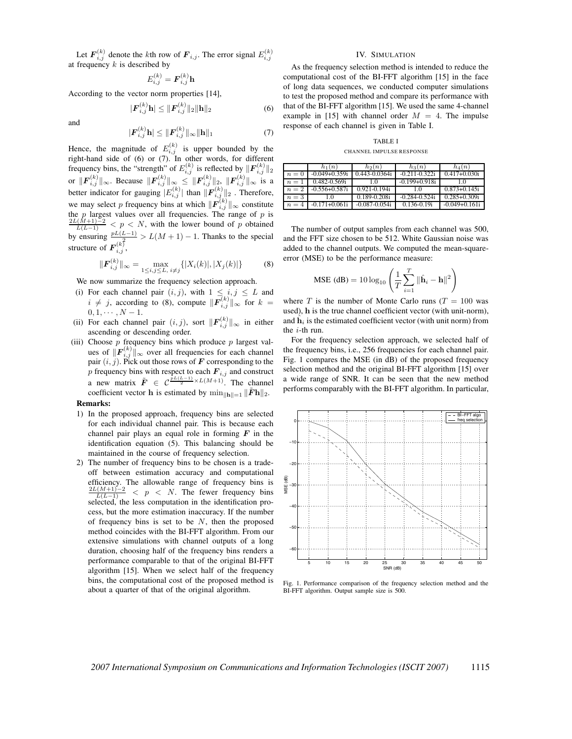Let $\boldsymbol{F}_{i,j}^{(k)}$ denote the $k$th row of $\boldsymbol{F}_{i,j}$. The error signal $E_{i,j}^{(k)}$ at frequency $k$ is described by

$$E_{i,j}^{(k)} = \boldsymbol{F}_{i,j}^{(k)}\mathbf{h}$$

According to the vector norm properties [14],

$$|\boldsymbol{F}_{i,j}^{(k)}\mathbf{h}| \leq \|\boldsymbol{F}_{i,j}^{(k)}\|_2 \|\mathbf{h}\|_2 \tag{6}$$

and

$$|\boldsymbol{F}_{i,j}^{(k)}\mathbf{h}| \leq \|\boldsymbol{F}_{i,j}^{(k)}\|_\infty \|\mathbf{h}\|_1 \tag{7}$$

Hence, the magnitude of $E_{i,j}^{(k)}$ is upper bounded by the right-hand side of (6) or (7). In other words, for different frequency bins, the "strength" of $E_{i,j}^{(k)}$ is reflected by $\|\boldsymbol{F}_{i,j}^{(k)}\|_2$ or $\|\boldsymbol{F}_{i,j}^{(k)}\|_\infty$. Because $\|\boldsymbol{F}_{i,j}^{(k)}\|_\infty \leq \|\boldsymbol{F}_{i,j}^{(k)}\|_2$, $\|\boldsymbol{F}_{i,j}^{(k)}\|_\infty$ is a better indicator for gauging $|E_{i,j}^{(k)}|$ than $\|\boldsymbol{F}_{i,j}^{(k)}\|_2$ . Therefore, we may select $p$ frequency bins at which $\|\boldsymbol{F}_{i,j}^{(k)}\|_\infty$ constitute the $p$ largest values over all frequencies. The range of $p$ is $\frac{2L(M+1)-2}{L(L-1)} < p < N$, with the lower bound of $p$ obtained by ensuring $\frac{pL(L-1)}{2} > L(M+1) - 1$. Thanks to the special structure of $\boldsymbol{F}_{i,j}^{(k)}$,

$$\|\boldsymbol{F}_{i,j}^{(k)}\|_\infty = \max_{1 \leq i,j \leq L,\ i \neq j} \{|X_i(k)|, |X_j(k)|\} \tag{8}$$

We now summarize the frequency selection approach.

(i) For each channel pair $(i, j)$, with $1 \leq i, j \leq L$ and $i \neq j$, according to (8), compute $\|\boldsymbol{F}_{i,j}^{(k)}\|_\infty$ for $k = 0, 1, \cdots, N-1$.

(ii) For each channel pair $(i, j)$, sort $\|\boldsymbol{F}_{i,j}^{(k)}\|_\infty$ in either ascending or descending order.

(iii) Choose $p$ frequency bins which produce $p$ largest values of $\|\boldsymbol{F}_{i,j}^{(k)}\|_\infty$ over all frequencies for each channel pair $(i, j)$. Pick out those rows of $\boldsymbol{F}$ corresponding to the $p$ frequency bins with respect to each $\boldsymbol{F}_{i,j}$ and construct a new matrix $\tilde{\boldsymbol{F}} \in \mathcal{C}^{\frac{pL(L-1)}{2} \times L(M+1)}$. The channel coefficient vector $\mathbf{h}$ is estimated by $\min_{\|\mathbf{h}\|=1} \|\tilde{\boldsymbol{F}}\mathbf{h}\|_2$.

**Remarks:**

1) In the proposed approach, frequency bins are selected for each individual channel pair. This is because each channel pair plays an equal role in forming $\boldsymbol{F}$ in the identification equation (5). This balancing should be maintained in the course of frequency selection.

2) The number of frequency bins to be chosen is a tradeoff between estimation accuracy and computational efficiency. The allowable range of frequency bins is $\frac{2L(M+1)-2}{L(L-1)} < p < N$. The fewer frequency bins selected, the less computation in the identification process, but the more estimation inaccuracy. If the number of frequency bins is set to be $N$, then the proposed method coincides with the BI-FFT algorithm. From our extensive simulations with channel outputs of a long duration, choosing half of the frequency bins renders a performance comparable to that of the original BI-FFT algorithm [15]. When we select half of the frequency bins, the computational cost of the proposed method is about a quarter of that of the original algorithm.

## IV. Simulation

As the frequency selection method is intended to reduce the computational cost of the BI-FFT algorithm [15] in the face of long data sequences, we conducted computer simulations to test the proposed method and compare its performance with that of the BI-FFT algorithm [15]. We used the same 4-channel example in [15] with channel order $M = 4$. The impulse response of each channel is given in Table I.

TABLE I

CHANNEL IMPULSE RESPONSE

| | $h_1(n)$ | $h_2(n)$ | $h_3(n)$ | $h_4(n)$ |
|---|---|---|---|---|
| $n=0$ | -0.049+0.359i | 0.443-0.0364i | -0.211-0.322i | 0.417+0.030i |
| $n=1$ | 0.482-0.569i | 1.0 | -0.199+0.918i | 1.0 |
| $n=2$ | -0.556+0.587i | 0.921-0.194i | 1.0 | 0.873+0.145i |
| $n=3$ | 1.0 | 0.189-0.208i | -0.284-0.524i | 0.285+0.309i |
| $n=4$ | -0.171+0.061i | -0.087-0.054i | 0.136-0.19i | -0.049+0.161i |

The number of output samples from each channel was 500, and the FFT size chosen to be 512. White Gaussian noise was added to the channel outputs. We computed the mean-square-error (MSE) to be the performance measure:

$$\text{MSE (dB)} = 10\log_{10}\left(\frac{1}{T}\sum_{i=1}^{T}\|\hat{\mathbf{h}}_i - \mathbf{h}\|^2\right)$$

where $T$ is the number of Monte Carlo runs ($T = 100$ was used), $\mathbf{h}$ is the true channel coefficient vector (with unit-norm), and $\hat{\mathbf{h}}_i$ is the estimated coefficient vector (with unit norm) from the $i$-th run.

For the frequency selection approach, we selected half of the frequency bins, i.e., 256 frequencies for each channel pair. Fig. 1 compares the MSE (in dB) of the proposed frequency selection method and the original BI-FFT algorithm [15] over a wide range of SNR. It can be seen that the new method performs comparably with the BI-FFT algorithm. In particular,

Fig. 1. Performance comparison of the frequency selection method and the BI-FFT algorithm. Output sample size is 500.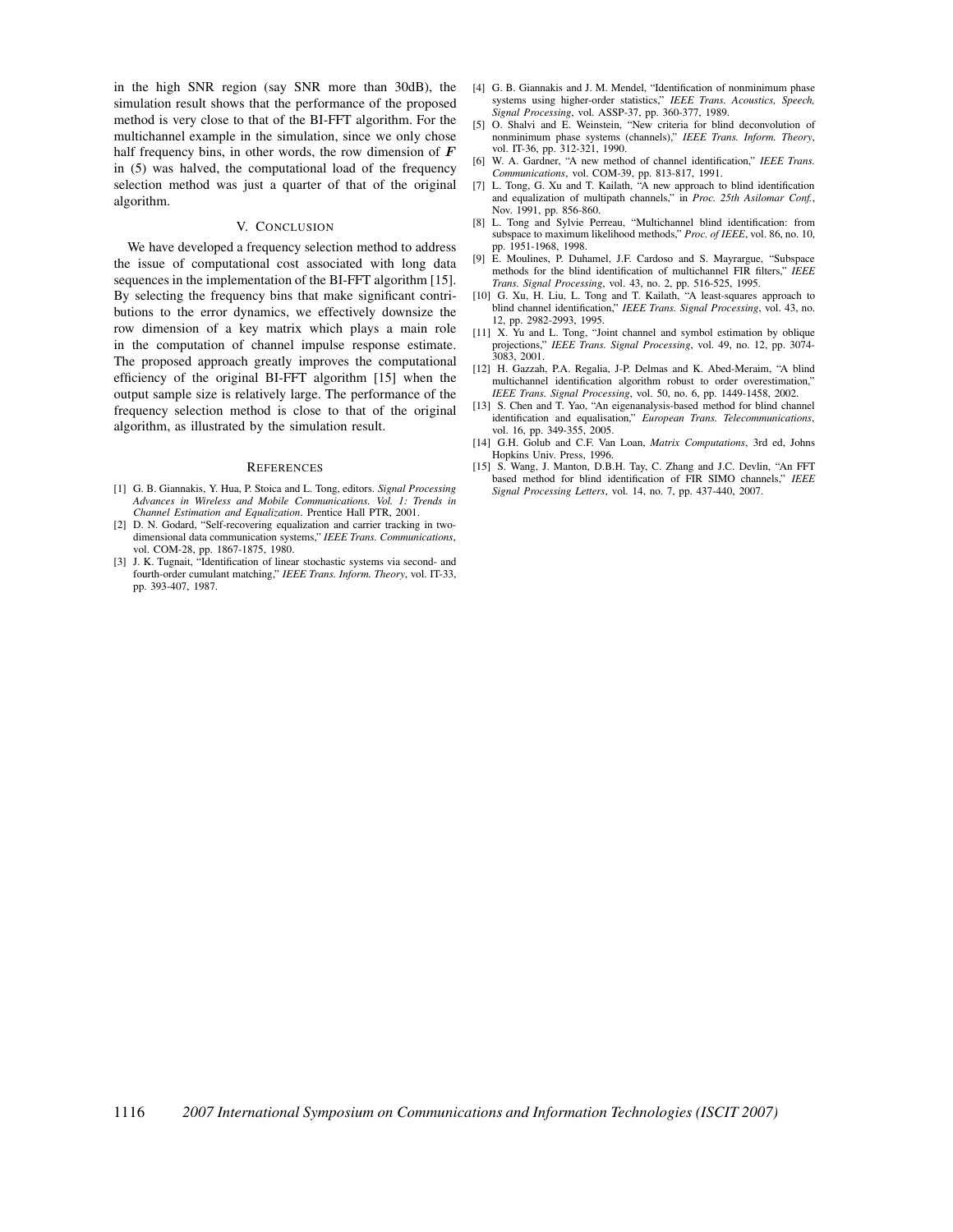in the high SNR region (say SNR more than 30dB), the simulation result shows that the performance of the proposed method is very close to that of the BI-FFT algorithm. For the multichannel example in the simulation, since we only chose half frequency bins, in other words, the row dimension of $\boldsymbol{F}$ in (5) was halved, the computational load of the frequency selection method was just a quarter of that of the original algorithm.

## V. Conclusion

We have developed a frequency selection method to address the issue of computational cost associated with long data sequences in the implementation of the BI-FFT algorithm [15]. By selecting the frequency bins that make significant contributions to the error dynamics, we effectively downsize the row dimension of a key matrix which plays a main role in the computation of channel impulse response estimate. The proposed approach greatly improves the computational efficiency of the original BI-FFT algorithm [15] when the output sample size is relatively large. The performance of the frequency selection method is close to that of the original algorithm, as illustrated by the simulation result.

## References

[1] G. B. Giannakis, Y. Hua, P. Stoica and L. Tong, editors. *Signal Processing Advances in Wireless and Mobile Communications. Vol. 1: Trends in Channel Estimation and Equalization*. Prentice Hall PTR, 2001.

[2] D. N. Godard, "Self-recovering equalization and carrier tracking in two-dimensional data communication systems," *IEEE Trans. Communications*, vol. COM-28, pp. 1867-1875, 1980.

[3] J. K. Tugnait, "Identification of linear stochastic systems via second- and fourth-order cumulant matching," *IEEE Trans. Inform. Theory*, vol. IT-33, pp. 393-407, 1987.

[4] G. B. Giannakis and J. M. Mendel, "Identification of nonminimum phase systems using higher-order statistics," *IEEE Trans. Acoustics, Speech, Signal Processing*, vol. ASSP-37, pp. 360-377, 1989.

[5] O. Shalvi and E. Weinstein, "New criteria for blind deconvolution of nonminimum phase systems (channels)," *IEEE Trans. Inform. Theory*, vol. IT-36, pp. 312-321, 1990.

[6] W. A. Gardner, "A new method of channel identification," *IEEE Trans. Communications*, vol. COM-39, pp. 813-817, 1991.

[7] L. Tong, G. Xu and T. Kailath, "A new approach to blind identification and equalization of multipath channels," in *Proc. 25th Asilomar Conf.*, Nov. 1991, pp. 856-860.

[8] L. Tong and Sylvie Perreau, "Multichannel blind identification: from subspace to maximum likelihood methods," *Proc. of IEEE*, vol. 86, no. 10, pp. 1951-1968, 1998.

[9] E. Moulines, P. Duhamel, J.F. Cardoso and S. Mayrargue, "Subspace methods for the blind identification of multichannel FIR filters," *IEEE Trans. Signal Processing*, vol. 43, no. 2, pp. 516-525, 1995.

[10] G. Xu, H. Liu, L. Tong and T. Kailath, "A least-squares approach to blind channel identification," *IEEE Trans. Signal Processing*, vol. 43, no. 12, pp. 2982-2993, 1995.

[11] X. Yu and L. Tong, "Joint channel and symbol estimation by oblique projections," *IEEE Trans. Signal Processing*, vol. 49, no. 12, pp. 3074-3083, 2001.

[12] H. Gazzah, P.A. Regalia, J-P. Delmas and K. Abed-Meraim, "A blind multichannel identification algorithm robust to order overestimation," *IEEE Trans. Signal Processing*, vol. 50, no. 6, pp. 1449-1458, 2002.

[13] S. Chen and T. Yao, "An eigenanalysis-based method for blind channel identification and equalisation," *European Trans. Telecommunications*, vol. 16, pp. 349-355, 2005.

[14] G.H. Golub and C.F. Van Loan, *Matrix Computations*, 3rd ed, Johns Hopkins Univ. Press, 1996.

[15] S. Wang, J. Manton, D.B.H. Tay, C. Zhang and J.C. Devlin, "An FFT based method for blind identification of FIR SIMO channels," *IEEE Signal Processing Letters*, vol. 14, no. 7, pp. 437-440, 2007.